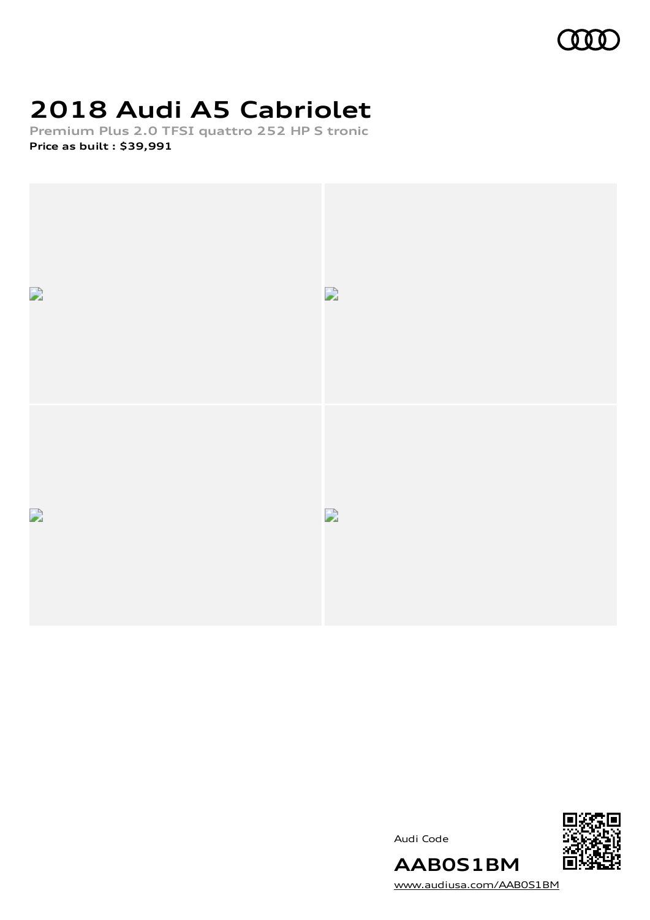# 2018 Audi A5 Cabriolet

**Premium Plus 2.0 TFSI quattro 252 HP S tronic**

**Price as built : $39,991**

Audi Code

**AAB0S1BM**

www.audiusa.com/AAB0S1BM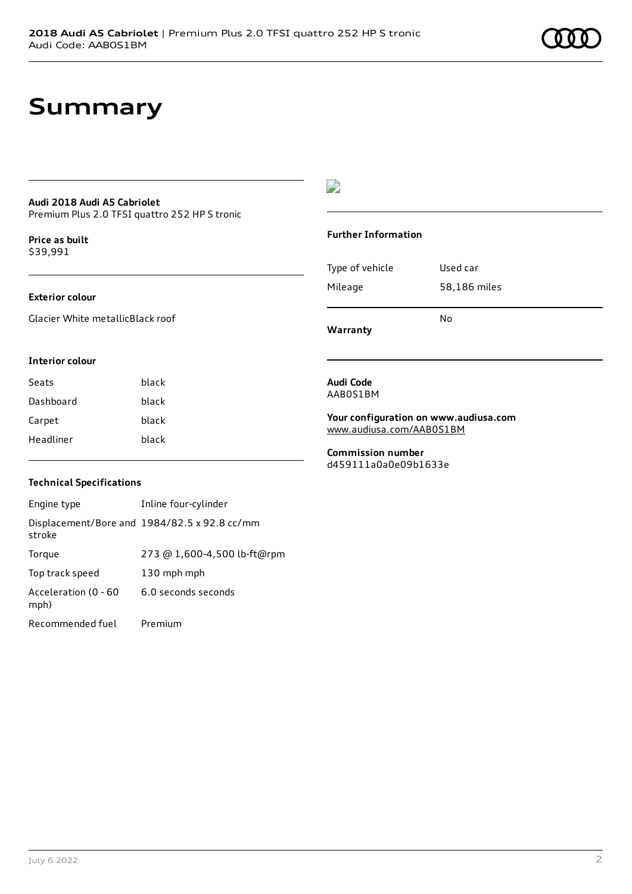# Summary

**Audi 2018 Audi A5 Cabriolet**
Premium Plus 2.0 TFSI quattro 252 HP S tronic

**Price as built**
$39,991

### Exterior colour

Glacier White metallicBlack roof

### Interior colour

| | |
|---|---|
| Seats | black |
| Dashboard | black |
| Carpet | black |
| Headliner | black |

### Technical Specifications

| | |
|---|---|
| Engine type | Inline four-cylinder |
| Displacement/Bore and stroke | 1984/82.5 x 92.8 cc/mm |
| Torque | 273 @ 1,600-4,500 lb-ft@rpm |
| Top track speed | 130 mph mph |
| Acceleration (0 - 60 mph) | 6.0 seconds seconds |
| Recommended fuel | Premium |

### Further Information

| | |
|---|---|
| Type of vehicle | Used car |
| Mileage | 58,186 miles |
| **Warranty** | No |

**Audi Code**
AAB0S1BM

**Your configuration on www.audiusa.com**
www.audiusa.com/AAB0S1BM

**Commission number**
d459111a0a0e09b1633e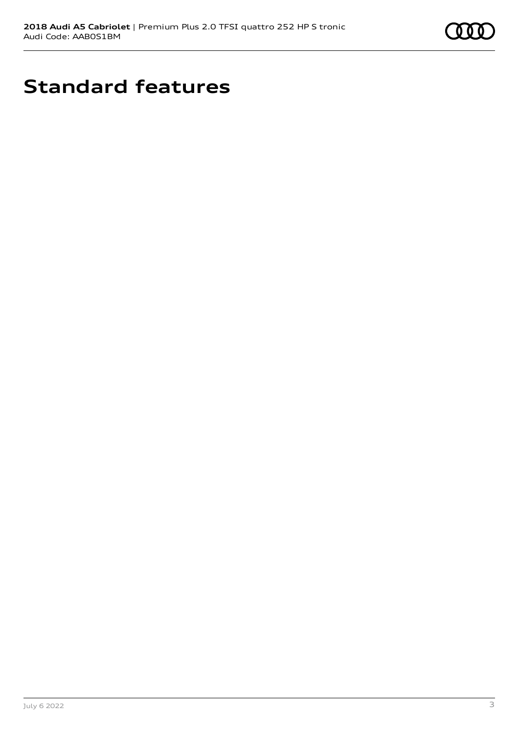# Standard features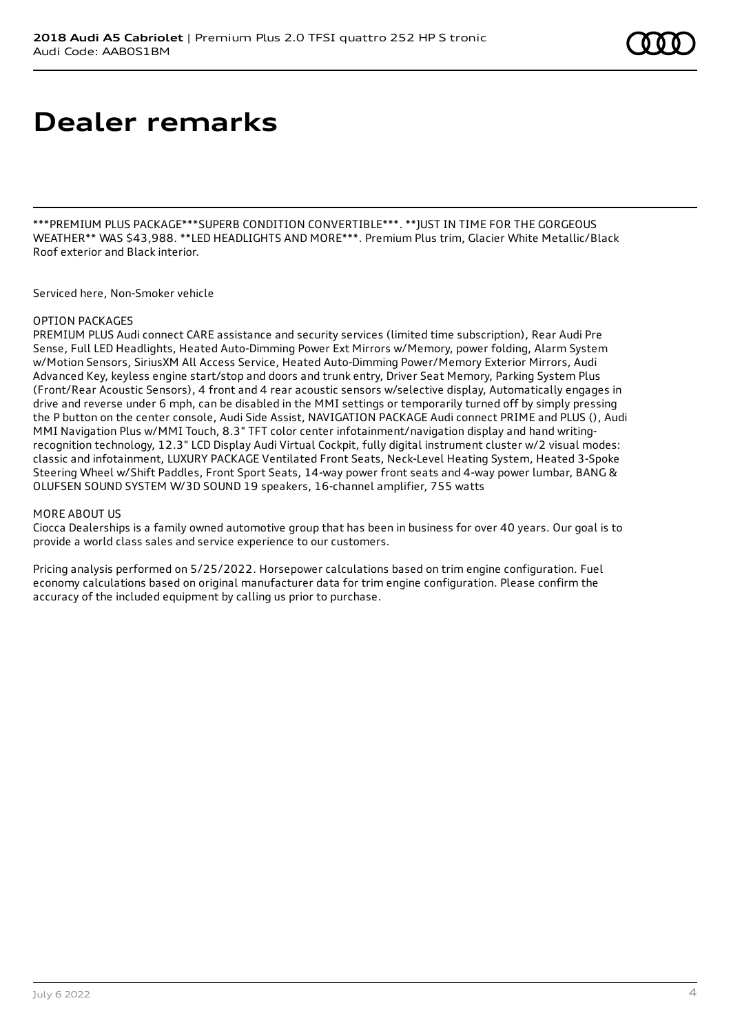# Dealer remarks

***PREMIUM PLUS PACKAGE***SUPERB CONDITION CONVERTIBLE***. **JUST IN TIME FOR THE GORGEOUS WEATHER** WAS $43,988. **LED HEADLIGHTS AND MORE***. Premium Plus trim, Glacier White Metallic/Black Roof exterior and Black interior.

Serviced here, Non-Smoker vehicle

OPTION PACKAGES
PREMIUM PLUS Audi connect CARE assistance and security services (limited time subscription), Rear Audi Pre Sense, Full LED Headlights, Heated Auto-Dimming Power Ext Mirrors w/Memory, power folding, Alarm System w/Motion Sensors, SiriusXM All Access Service, Heated Auto-Dimming Power/Memory Exterior Mirrors, Audi Advanced Key, keyless engine start/stop and doors and trunk entry, Driver Seat Memory, Parking System Plus (Front/Rear Acoustic Sensors), 4 front and 4 rear acoustic sensors w/selective display, Automatically engages in drive and reverse under 6 mph, can be disabled in the MMI settings or temporarily turned off by simply pressing the P button on the center console, Audi Side Assist, NAVIGATION PACKAGE Audi connect PRIME and PLUS (), Audi MMI Navigation Plus w/MMI Touch, 8.3" TFT color center infotainment/navigation display and hand writing-recognition technology, 12.3" LCD Display Audi Virtual Cockpit, fully digital instrument cluster w/2 visual modes: classic and infotainment, LUXURY PACKAGE Ventilated Front Seats, Neck-Level Heating System, Heated 3-Spoke Steering Wheel w/Shift Paddles, Front Sport Seats, 14-way power front seats and 4-way power lumbar, BANG & OLUFSEN SOUND SYSTEM W/3D SOUND 19 speakers, 16-channel amplifier, 755 watts

MORE ABOUT US
Ciocca Dealerships is a family owned automotive group that has been in business for over 40 years. Our goal is to provide a world class sales and service experience to our customers.

Pricing analysis performed on 5/25/2022. Horsepower calculations based on trim engine configuration. Fuel economy calculations based on original manufacturer data for trim engine configuration. Please confirm the accuracy of the included equipment by calling us prior to purchase.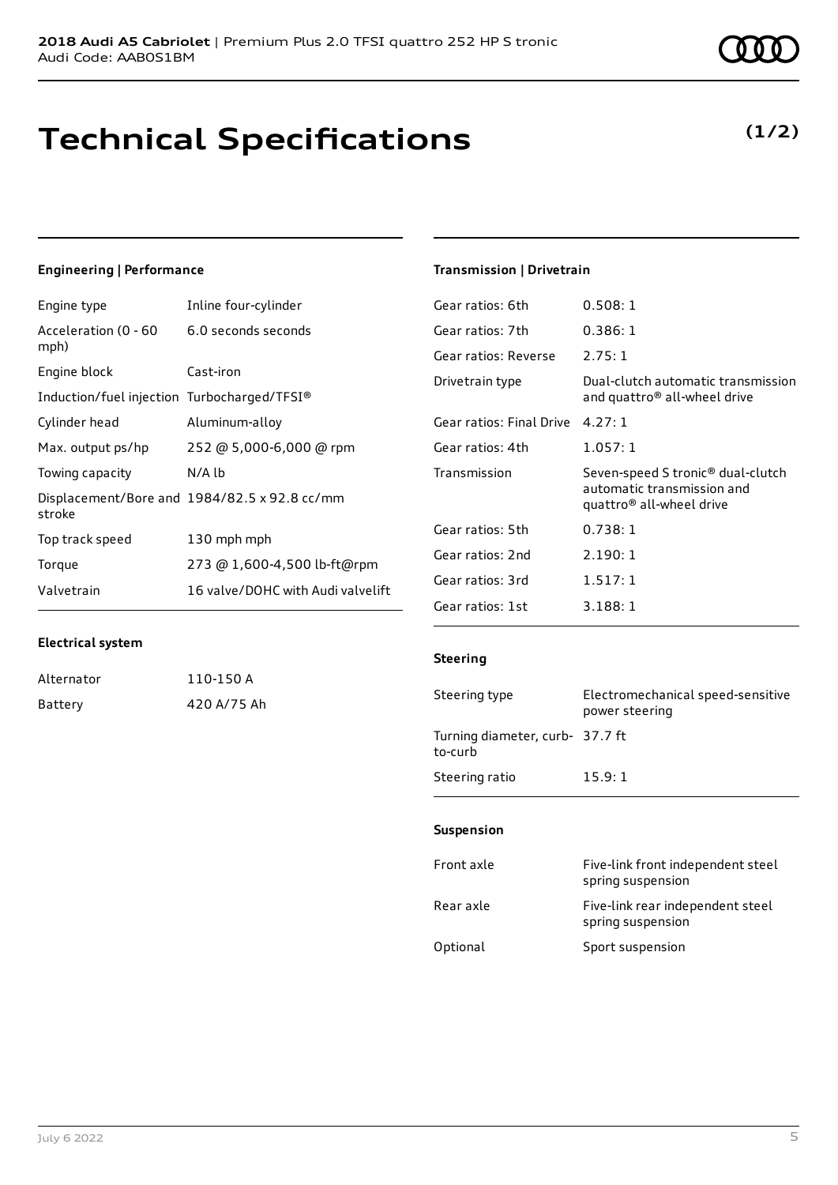**2018 Audi A5 Cabriolet** | Premium Plus 2.0 TFSI quattro 252 HP S tronic
Audi Code: AAB0S1BM

# Technical Specifications

**(1/2)**

### Engineering | Performance

| | |
|---|---|
| Engine type | Inline four-cylinder |
| Acceleration (0 - 60 mph) | 6.0 seconds seconds |
| Engine block | Cast-iron |
| Induction/fuel injection | Turbocharged/TFSI® |
| Cylinder head | Aluminum-alloy |
| Max. output ps/hp | 252 @ 5,000-6,000 @ rpm |
| Towing capacity | N/A lb |
| Displacement/Bore and stroke | 1984/82.5 x 92.8 cc/mm |
| Top track speed | 130 mph mph |
| Torque | 273 @ 1,600-4,500 lb-ft@rpm |
| Valvetrain | 16 valve/DOHC with Audi valvelift |

### Electrical system

| | |
|---|---|
| Alternator | 110-150 A |
| Battery | 420 A/75 Ah |

### Transmission | Drivetrain

| | |
|---|---|
| Gear ratios: 6th | 0.508: 1 |
| Gear ratios: 7th | 0.386: 1 |
| Gear ratios: Reverse | 2.75: 1 |
| Drivetrain type | Dual-clutch automatic transmission and quattro® all-wheel drive |
| Gear ratios: Final Drive | 4.27: 1 |
| Gear ratios: 4th | 1.057: 1 |
| Transmission | Seven-speed S tronic® dual-clutch automatic transmission and quattro® all-wheel drive |
| Gear ratios: 5th | 0.738: 1 |
| Gear ratios: 2nd | 2.190: 1 |
| Gear ratios: 3rd | 1.517: 1 |
| Gear ratios: 1st | 3.188: 1 |

### Steering

| | |
|---|---|
| Steering type | Electromechanical speed-sensitive power steering |
| Turning diameter, curb-to-curb | 37.7 ft |
| Steering ratio | 15.9: 1 |

### Suspension

| | |
|---|---|
| Front axle | Five-link front independent steel spring suspension |
| Rear axle | Five-link rear independent steel spring suspension |
| Optional | Sport suspension |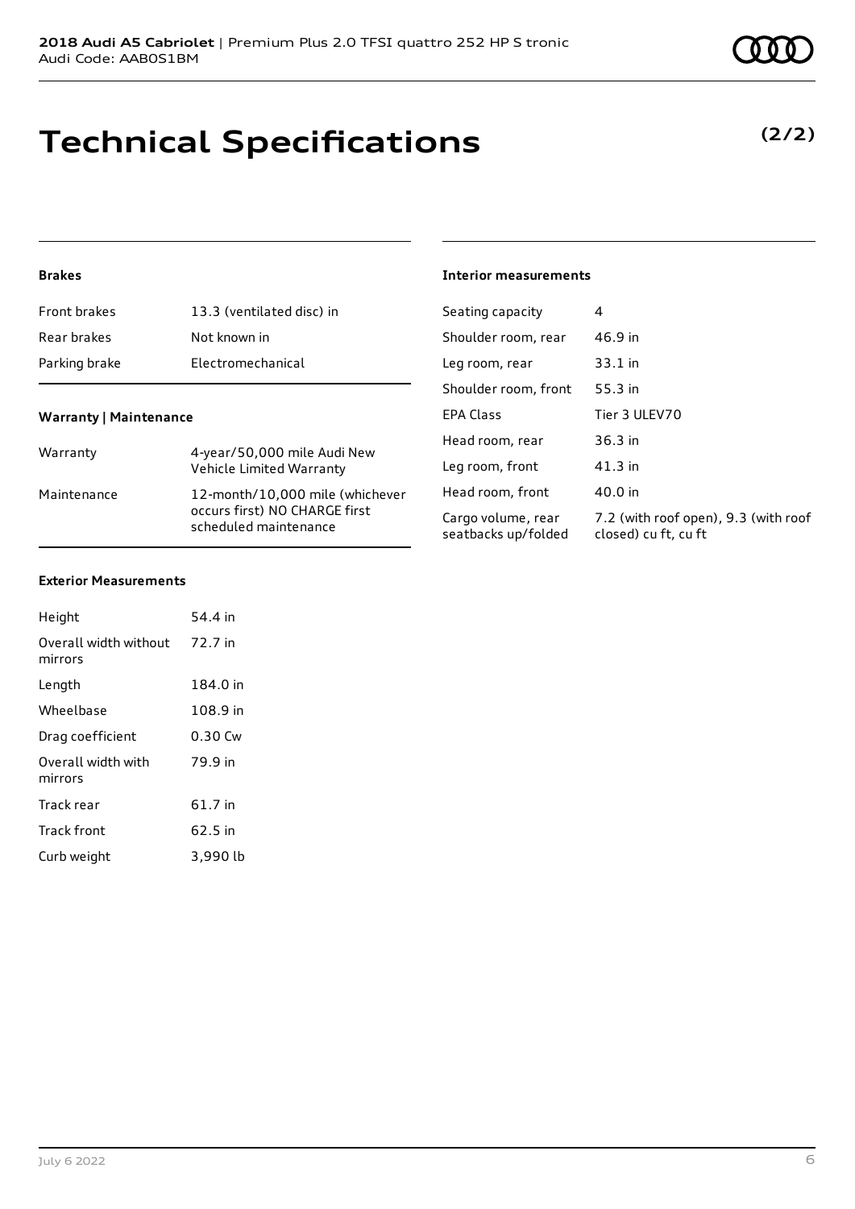# Technical Specifications

**(2/2)**

### Brakes

| | |
|---|---|
| Front brakes | 13.3 (ventilated disc) in |
| Rear brakes | Not known in |
| Parking brake | Electromechanical |

### Warranty | Maintenance

| | |
|---|---|
| Warranty | 4-year/50,000 mile Audi New Vehicle Limited Warranty |
| Maintenance | 12-month/10,000 mile (whichever occurs first) NO CHARGE first scheduled maintenance |

### Exterior Measurements

| | |
|---|---|
| Height | 54.4 in |
| Overall width without mirrors | 72.7 in |
| Length | 184.0 in |
| Wheelbase | 108.9 in |
| Drag coefficient | 0.30 Cw |
| Overall width with mirrors | 79.9 in |
| Track rear | 61.7 in |
| Track front | 62.5 in |
| Curb weight | 3,990 lb |

### Interior measurements

| | |
|---|---|
| Seating capacity | 4 |
| Shoulder room, rear | 46.9 in |
| Leg room, rear | 33.1 in |
| Shoulder room, front | 55.3 in |
| EPA Class | Tier 3 ULEV70 |
| Head room, rear | 36.3 in |
| Leg room, front | 41.3 in |
| Head room, front | 40.0 in |
| Cargo volume, rear seatbacks up/folded | 7.2 (with roof open), 9.3 (with roof closed) cu ft, cu ft |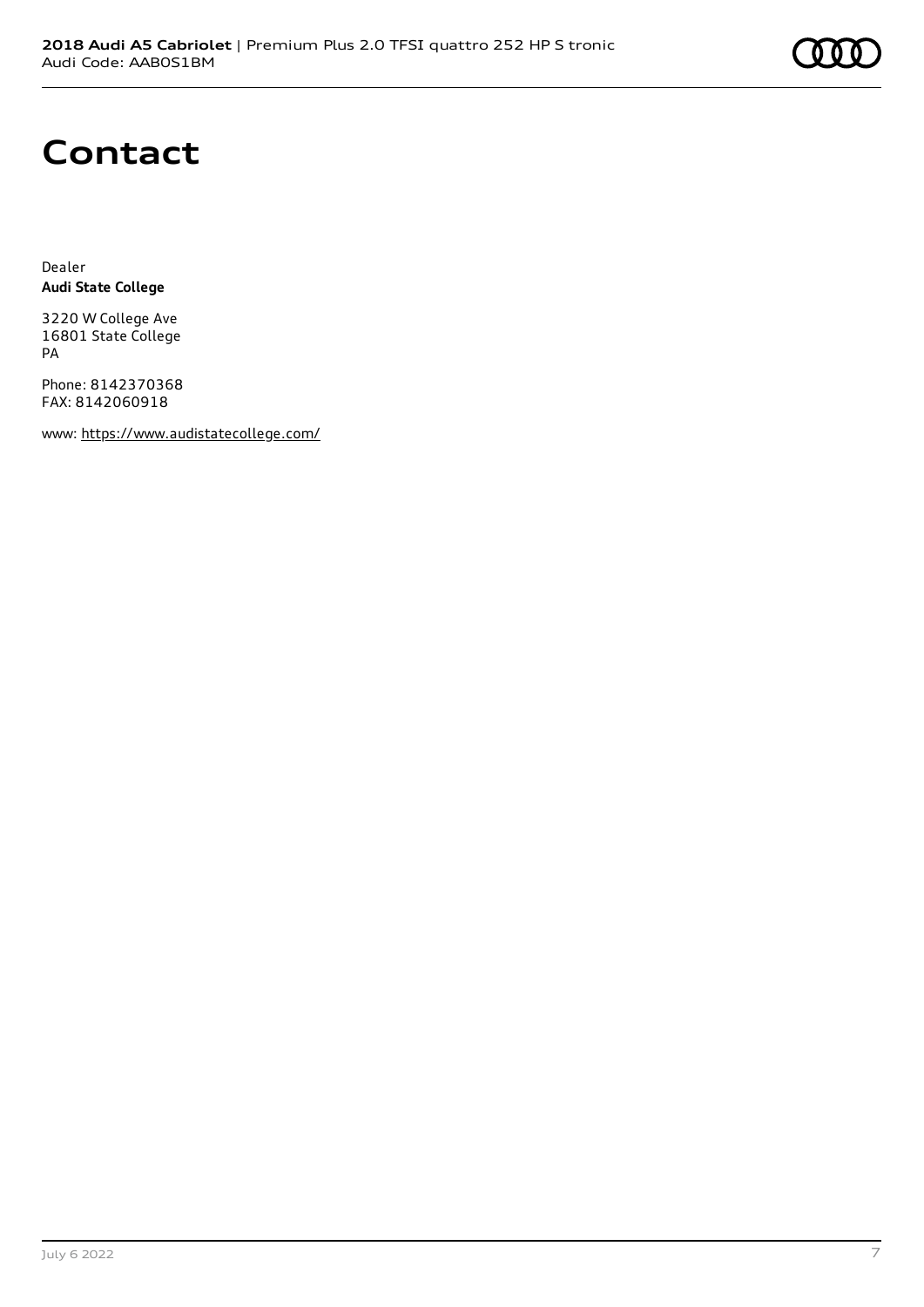# Contact

Dealer
**Audi State College**

3220 W College Ave
16801 State College
PA

Phone: 8142370368
FAX: 8142060918

www: https://www.audistatecollege.com/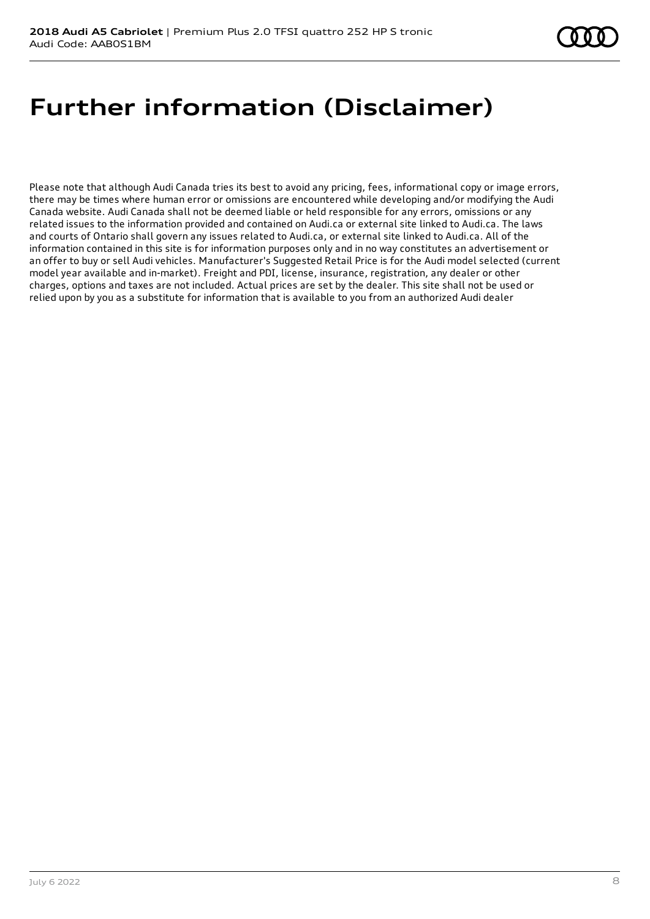# Further information (Disclaimer)

Please note that although Audi Canada tries its best to avoid any pricing, fees, informational copy or image errors, there may be times where human error or omissions are encountered while developing and/or modifying the Audi Canada website. Audi Canada shall not be deemed liable or held responsible for any errors, omissions or any related issues to the information provided and contained on Audi.ca or external site linked to Audi.ca. The laws and courts of Ontario shall govern any issues related to Audi.ca, or external site linked to Audi.ca. All of the information contained in this site is for information purposes only and in no way constitutes an advertisement or an offer to buy or sell Audi vehicles. Manufacturer's Suggested Retail Price is for the Audi model selected (current model year available and in-market). Freight and PDI, license, insurance, registration, any dealer or other charges, options and taxes are not included. Actual prices are set by the dealer. This site shall not be used or relied upon by you as a substitute for information that is available to you from an authorized Audi dealer